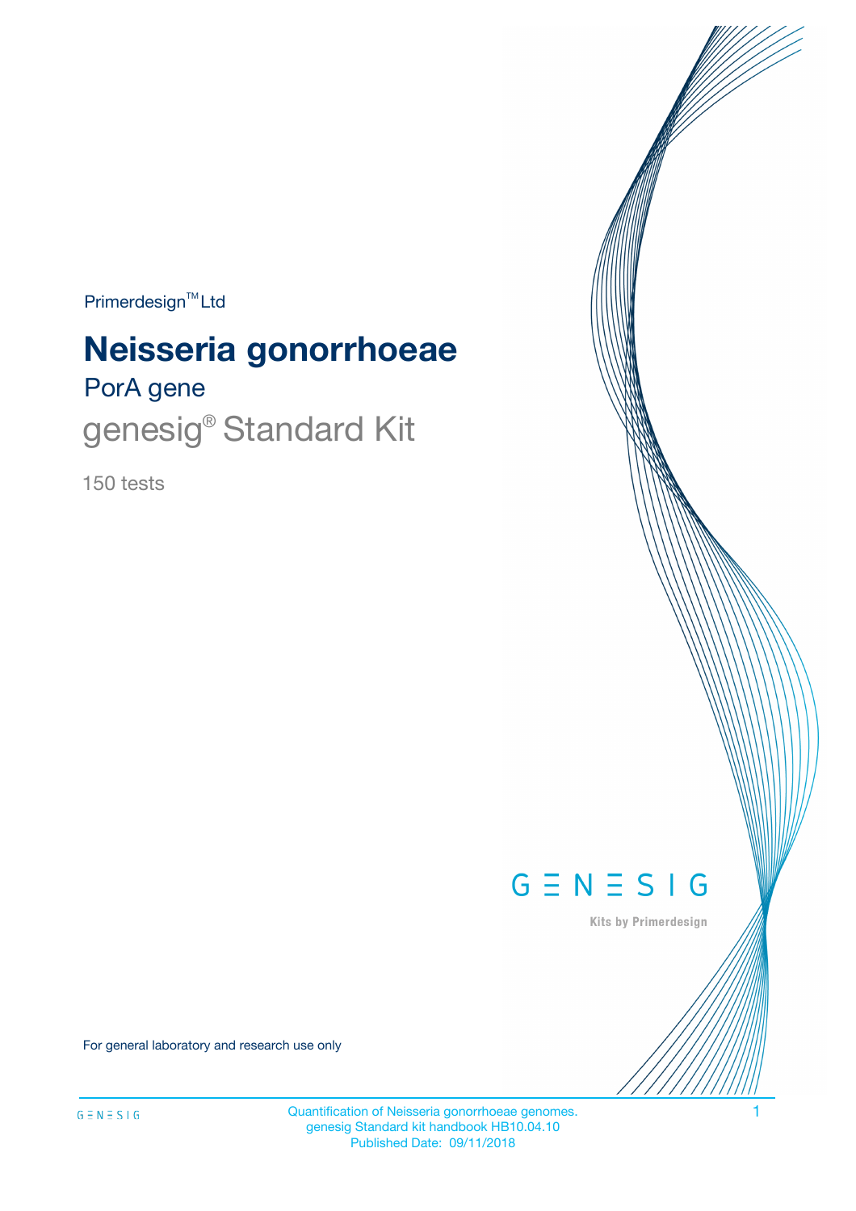Primerdesign™ Ltd

# Neisseria gonorrhoeae

## PorA gene

## genesig® Standard Kit

150 tests

GENESIG

Kits by Primerdesign

For general laboratory and research use only

Quantification of Neisseria gonorrhoeae genomes.
genesig Standard kit handbook HB10.04.10
Published Date: 09/11/2018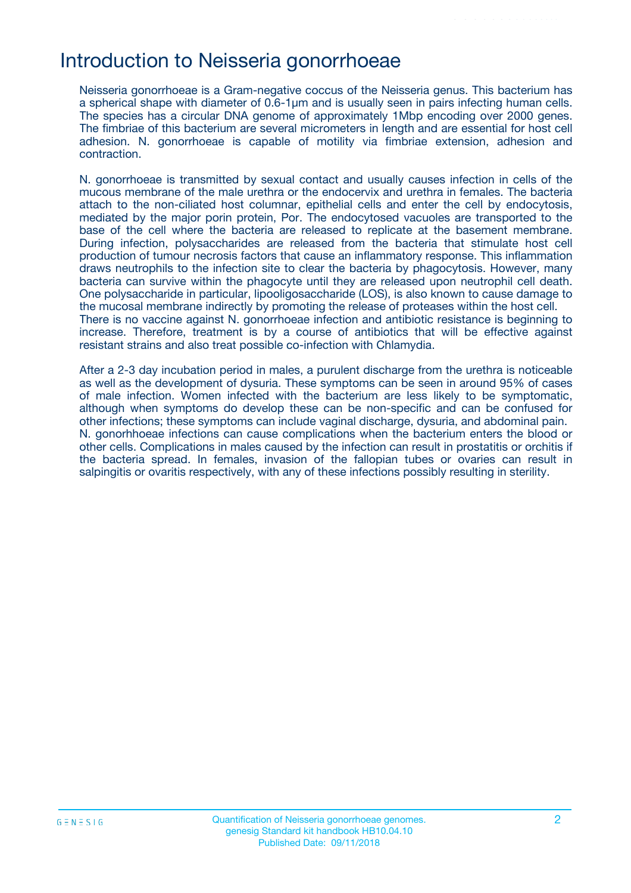# Introduction to Neisseria gonorrhoeae

Neisseria gonorrhoeae is a Gram-negative coccus of the Neisseria genus. This bacterium has a spherical shape with diameter of 0.6-1µm and is usually seen in pairs infecting human cells. The species has a circular DNA genome of approximately 1Mbp encoding over 2000 genes. The fimbriae of this bacterium are several micrometers in length and are essential for host cell adhesion. N. gonorrhoeae is capable of motility via fimbriae extension, adhesion and contraction.

N. gonorrhoeae is transmitted by sexual contact and usually causes infection in cells of the mucous membrane of the male urethra or the endocervix and urethra in females. The bacteria attach to the non-ciliated host columnar, epithelial cells and enter the cell by endocytosis, mediated by the major porin protein, Por. The endocytosed vacuoles are transported to the base of the cell where the bacteria are released to replicate at the basement membrane. During infection, polysaccharides are released from the bacteria that stimulate host cell production of tumour necrosis factors that cause an inflammatory response. This inflammation draws neutrophils to the infection site to clear the bacteria by phagocytosis. However, many bacteria can survive within the phagocyte until they are released upon neutrophil cell death. One polysaccharide in particular, lipooligosaccharide (LOS), is also known to cause damage to the mucosal membrane indirectly by promoting the release of proteases within the host cell. There is no vaccine against N. gonorrhoeae infection and antibiotic resistance is beginning to increase. Therefore, treatment is by a course of antibiotics that will be effective against resistant strains and also treat possible co-infection with Chlamydia.

After a 2-3 day incubation period in males, a purulent discharge from the urethra is noticeable as well as the development of dysuria. These symptoms can be seen in around 95% of cases of male infection. Women infected with the bacterium are less likely to be symptomatic, although when symptoms do develop these can be non-specific and can be confused for other infections; these symptoms can include vaginal discharge, dysuria, and abdominal pain. N. gonorhhoeae infections can cause complications when the bacterium enters the blood or other cells. Complications in males caused by the infection can result in prostatitis or orchitis if the bacteria spread. In females, invasion of the fallopian tubes or ovaries can result in salpingitis or ovaritis respectively, with any of these infections possibly resulting in sterility.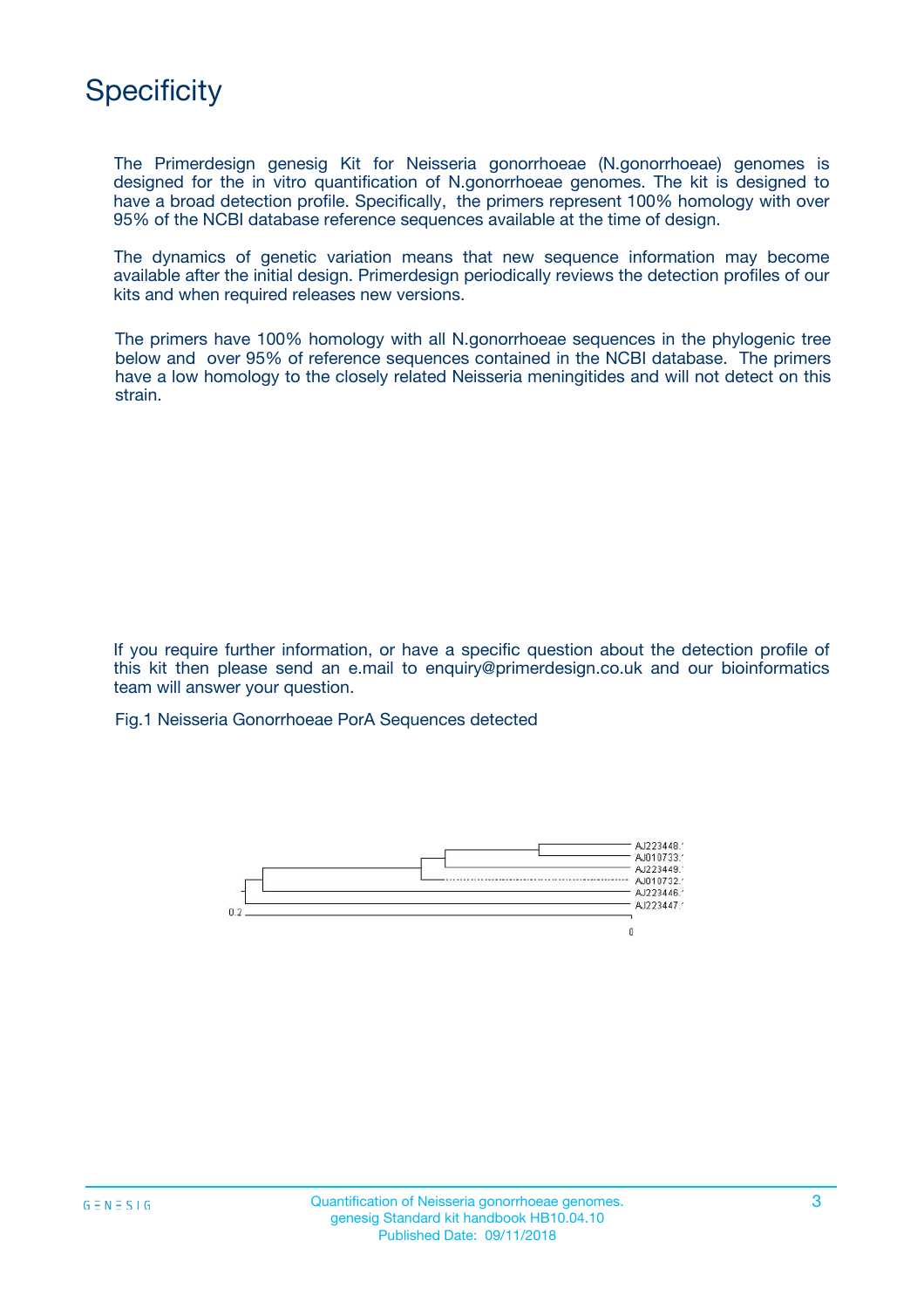# Specificity

The Primerdesign genesig Kit for Neisseria gonorrhoeae (N.gonorrhoeae) genomes is designed for the in vitro quantification of N.gonorrhoeae genomes. The kit is designed to have a broad detection profile. Specifically, the primers represent 100% homology with over 95% of the NCBI database reference sequences available at the time of design.

The dynamics of genetic variation means that new sequence information may become available after the initial design. Primerdesign periodically reviews the detection profiles of our kits and when required releases new versions.

The primers have 100% homology with all N.gonorrhoeae sequences in the phylogenic tree below and over 95% of reference sequences contained in the NCBI database. The primers have a low homology to the closely related Neisseria meningitides and will not detect on this strain.

If you require further information, or have a specific question about the detection profile of this kit then please send an e.mail to enquiry@primerdesign.co.uk and our bioinformatics team will answer your question.

Fig.1 Neisseria Gonorrhoeae PorA Sequences detected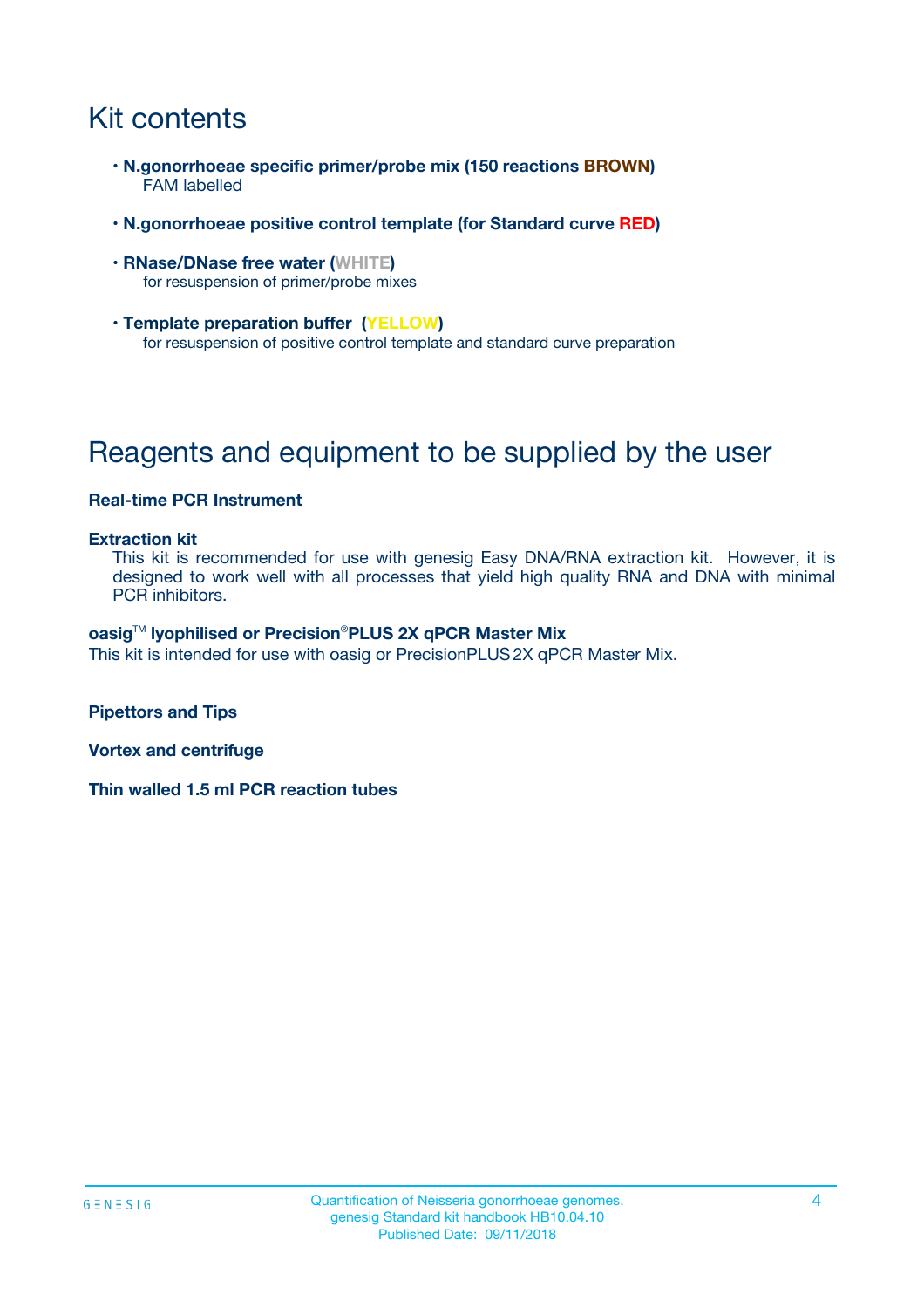# Kit contents

- **N.gonorrhoeae specific primer/probe mix (150 reactions BROWN)**
  FAM labelled
- **N.gonorrhoeae positive control template (for Standard curve RED)**
- **RNase/DNase free water (WHITE)**
  for resuspension of primer/probe mixes
- **Template preparation buffer (YELLOW)**
  for resuspension of positive control template and standard curve preparation

# Reagents and equipment to be supplied by the user

**Real-time PCR Instrument**

**Extraction kit**

This kit is recommended for use with genesig Easy DNA/RNA extraction kit. However, it is designed to work well with all processes that yield high quality RNA and DNA with minimal PCR inhibitors.

**oasig™ lyophilised or Precision®PLUS 2X qPCR Master Mix**

This kit is intended for use with oasig or PrecisionPLUS 2X qPCR Master Mix.

**Pipettors and Tips**

**Vortex and centrifuge**

**Thin walled 1.5 ml PCR reaction tubes**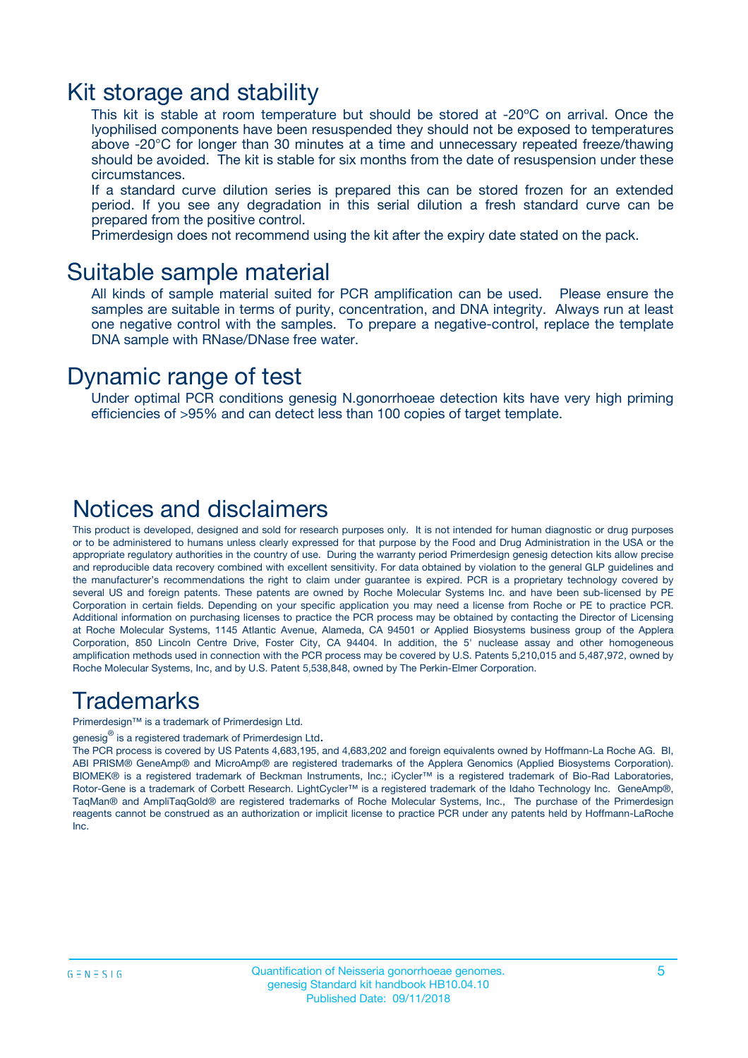# Kit storage and stability

This kit is stable at room temperature but should be stored at -20ºC on arrival. Once the lyophilised components have been resuspended they should not be exposed to temperatures above -20°C for longer than 30 minutes at a time and unnecessary repeated freeze/thawing should be avoided. The kit is stable for six months from the date of resuspension under these circumstances.

If a standard curve dilution series is prepared this can be stored frozen for an extended period. If you see any degradation in this serial dilution a fresh standard curve can be prepared from the positive control.

Primerdesign does not recommend using the kit after the expiry date stated on the pack.

# Suitable sample material

All kinds of sample material suited for PCR amplification can be used. Please ensure the samples are suitable in terms of purity, concentration, and DNA integrity. Always run at least one negative control with the samples. To prepare a negative-control, replace the template DNA sample with RNase/DNase free water.

# Dynamic range of test

Under optimal PCR conditions genesig N.gonorrhoeae detection kits have very high priming efficiencies of >95% and can detect less than 100 copies of target template.

# Notices and disclaimers

This product is developed, designed and sold for research purposes only. It is not intended for human diagnostic or drug purposes or to be administered to humans unless clearly expressed for that purpose by the Food and Drug Administration in the USA or the appropriate regulatory authorities in the country of use. During the warranty period Primerdesign genesig detection kits allow precise and reproducible data recovery combined with excellent sensitivity. For data obtained by violation to the general GLP guidelines and the manufacturer's recommendations the right to claim under guarantee is expired. PCR is a proprietary technology covered by several US and foreign patents. These patents are owned by Roche Molecular Systems Inc. and have been sub-licensed by PE Corporation in certain fields. Depending on your specific application you may need a license from Roche or PE to practice PCR. Additional information on purchasing licenses to practice the PCR process may be obtained by contacting the Director of Licensing at Roche Molecular Systems, 1145 Atlantic Avenue, Alameda, CA 94501 or Applied Biosystems business group of the Applera Corporation, 850 Lincoln Centre Drive, Foster City, CA 94404. In addition, the 5' nuclease assay and other homogeneous amplification methods used in connection with the PCR process may be covered by U.S. Patents 5,210,015 and 5,487,972, owned by Roche Molecular Systems, Inc, and by U.S. Patent 5,538,848, owned by The Perkin-Elmer Corporation.

# Trademarks

Primerdesign™ is a trademark of Primerdesign Ltd.

genesig® is a registered trademark of Primerdesign Ltd.

The PCR process is covered by US Patents 4,683,195, and 4,683,202 and foreign equivalents owned by Hoffmann-La Roche AG. BI, ABI PRISM® GeneAmp® and MicroAmp® are registered trademarks of the Applera Genomics (Applied Biosystems Corporation). BIOMEK® is a registered trademark of Beckman Instruments, Inc.; iCycler™ is a registered trademark of Bio-Rad Laboratories, Rotor-Gene is a trademark of Corbett Research. LightCycler™ is a registered trademark of the Idaho Technology Inc. GeneAmp®, TaqMan® and AmpliTaqGold® are registered trademarks of Roche Molecular Systems, Inc., The purchase of the Primerdesign reagents cannot be construed as an authorization or implicit license to practice PCR under any patents held by Hoffmann-LaRoche Inc.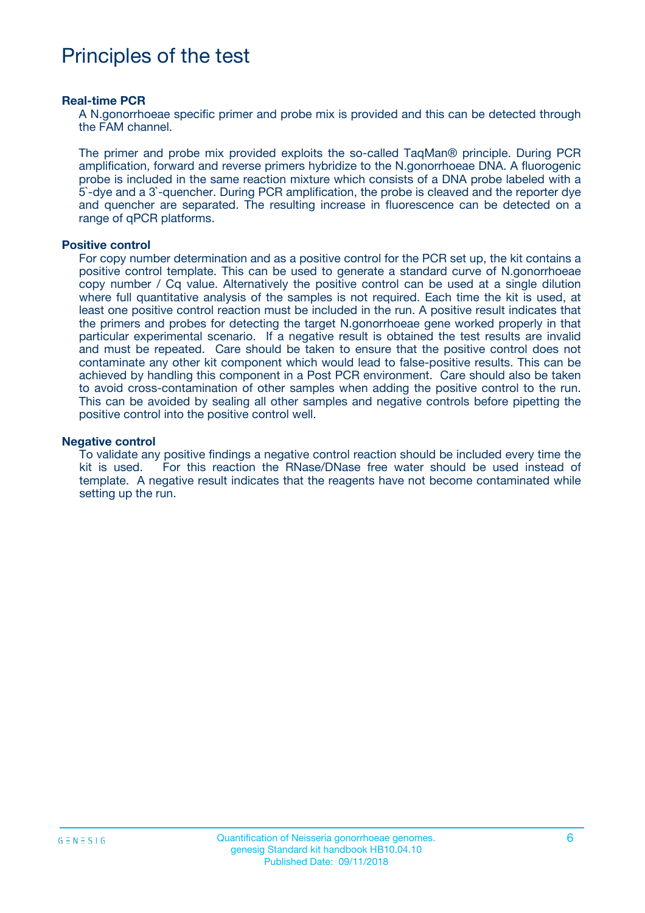# Principles of the test

### Real-time PCR

A N.gonorrhoeae specific primer and probe mix is provided and this can be detected through the FAM channel.

The primer and probe mix provided exploits the so-called TaqMan® principle. During PCR amplification, forward and reverse primers hybridize to the N.gonorrhoeae DNA. A fluorogenic probe is included in the same reaction mixture which consists of a DNA probe labeled with a 5`-dye and a 3`-quencher. During PCR amplification, the probe is cleaved and the reporter dye and quencher are separated. The resulting increase in fluorescence can be detected on a range of qPCR platforms.

### Positive control

For copy number determination and as a positive control for the PCR set up, the kit contains a positive control template. This can be used to generate a standard curve of N.gonorrhoeae copy number / Cq value. Alternatively the positive control can be used at a single dilution where full quantitative analysis of the samples is not required. Each time the kit is used, at least one positive control reaction must be included in the run. A positive result indicates that the primers and probes for detecting the target N.gonorrhoeae gene worked properly in that particular experimental scenario. If a negative result is obtained the test results are invalid and must be repeated. Care should be taken to ensure that the positive control does not contaminate any other kit component which would lead to false-positive results. This can be achieved by handling this component in a Post PCR environment. Care should also be taken to avoid cross-contamination of other samples when adding the positive control to the run. This can be avoided by sealing all other samples and negative controls before pipetting the positive control into the positive control well.

### Negative control

To validate any positive findings a negative control reaction should be included every time the kit is used. For this reaction the RNase/DNase free water should be used instead of template. A negative result indicates that the reagents have not become contaminated while setting up the run.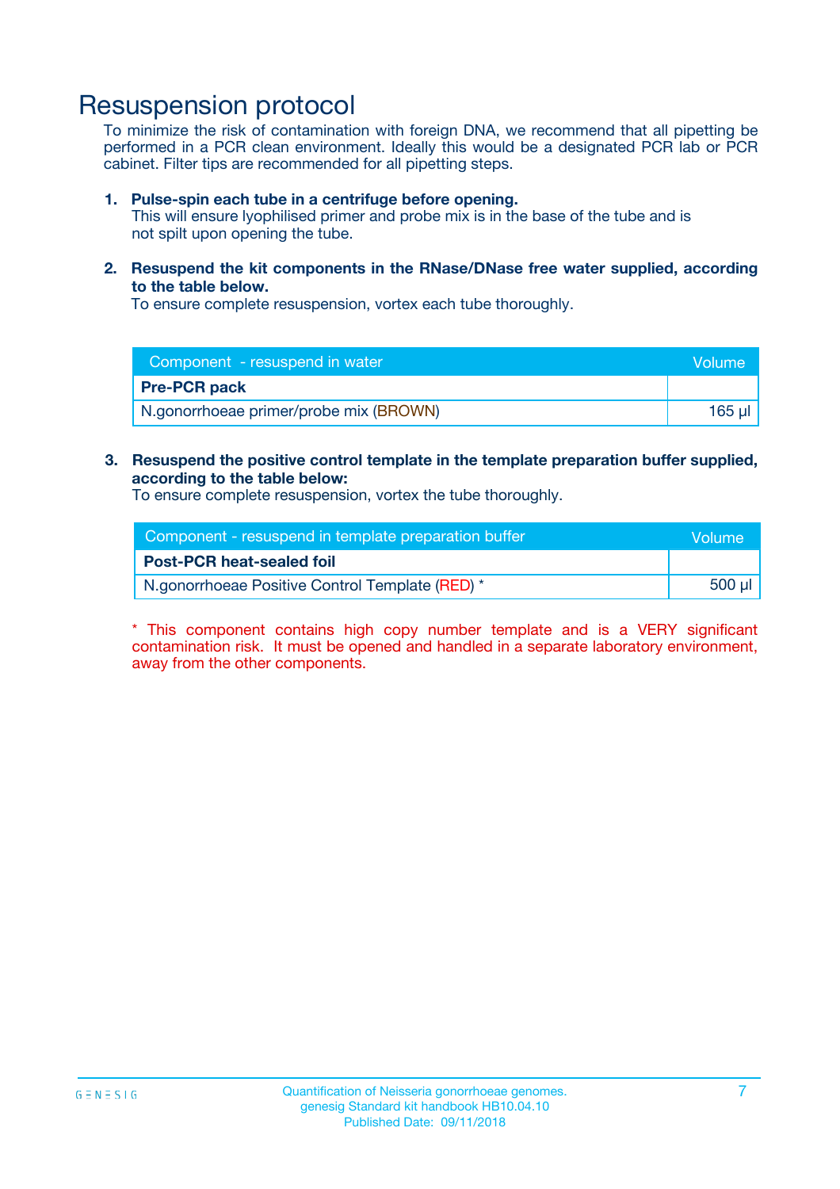# Resuspension protocol

To minimize the risk of contamination with foreign DNA, we recommend that all pipetting be performed in a PCR clean environment. Ideally this would be a designated PCR lab or PCR cabinet. Filter tips are recommended for all pipetting steps.

1. **Pulse-spin each tube in a centrifuge before opening.**
   This will ensure lyophilised primer and probe mix is in the base of the tube and is not spilt upon opening the tube.

2. **Resuspend the kit components in the RNase/DNase free water supplied, according to the table below.**
   To ensure complete resuspension, vortex each tube thoroughly.

| Component - resuspend in water | Volume |
|---|---|
| **Pre-PCR pack** | |
| N.gonorrhoeae primer/probe mix (BROWN) | 165 µl |

3. **Resuspend the positive control template in the template preparation buffer supplied, according to the table below:**
   To ensure complete resuspension, vortex the tube thoroughly.

| Component - resuspend in template preparation buffer | Volume |
|---|---|
| **Post-PCR heat-sealed foil** | |
| N.gonorrhoeae Positive Control Template (RED) * | 500 µl |

* This component contains high copy number template and is a VERY significant contamination risk. It must be opened and handled in a separate laboratory environment, away from the other components.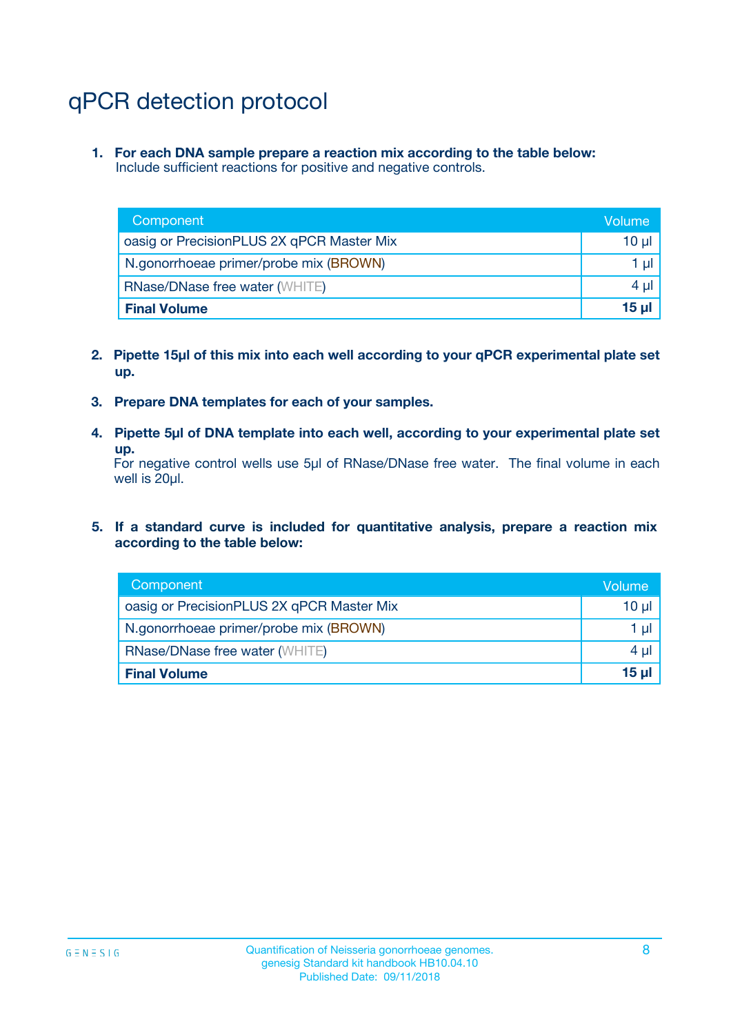# qPCR detection protocol

1. **For each DNA sample prepare a reaction mix according to the table below:**
   Include sufficient reactions for positive and negative controls.

| Component | Volume |
|---|---|
| oasig or PrecisionPLUS 2X qPCR Master Mix | 10 µl |
| N.gonorrhoeae primer/probe mix (BROWN) | 1 µl |
| RNase/DNase free water (WHITE) | 4 µl |
| **Final Volume** | **15 µl** |

2. **Pipette 15µl of this mix into each well according to your qPCR experimental plate set up.**

3. **Prepare DNA templates for each of your samples.**

4. **Pipette 5µl of DNA template into each well, according to your experimental plate set up.**
   For negative control wells use 5µl of RNase/DNase free water. The final volume in each well is 20µl.

5. **If a standard curve is included for quantitative analysis, prepare a reaction mix according to the table below:**

| Component | Volume |
|---|---|
| oasig or PrecisionPLUS 2X qPCR Master Mix | 10 µl |
| N.gonorrhoeae primer/probe mix (BROWN) | 1 µl |
| RNase/DNase free water (WHITE) | 4 µl |
| **Final Volume** | **15 µl** |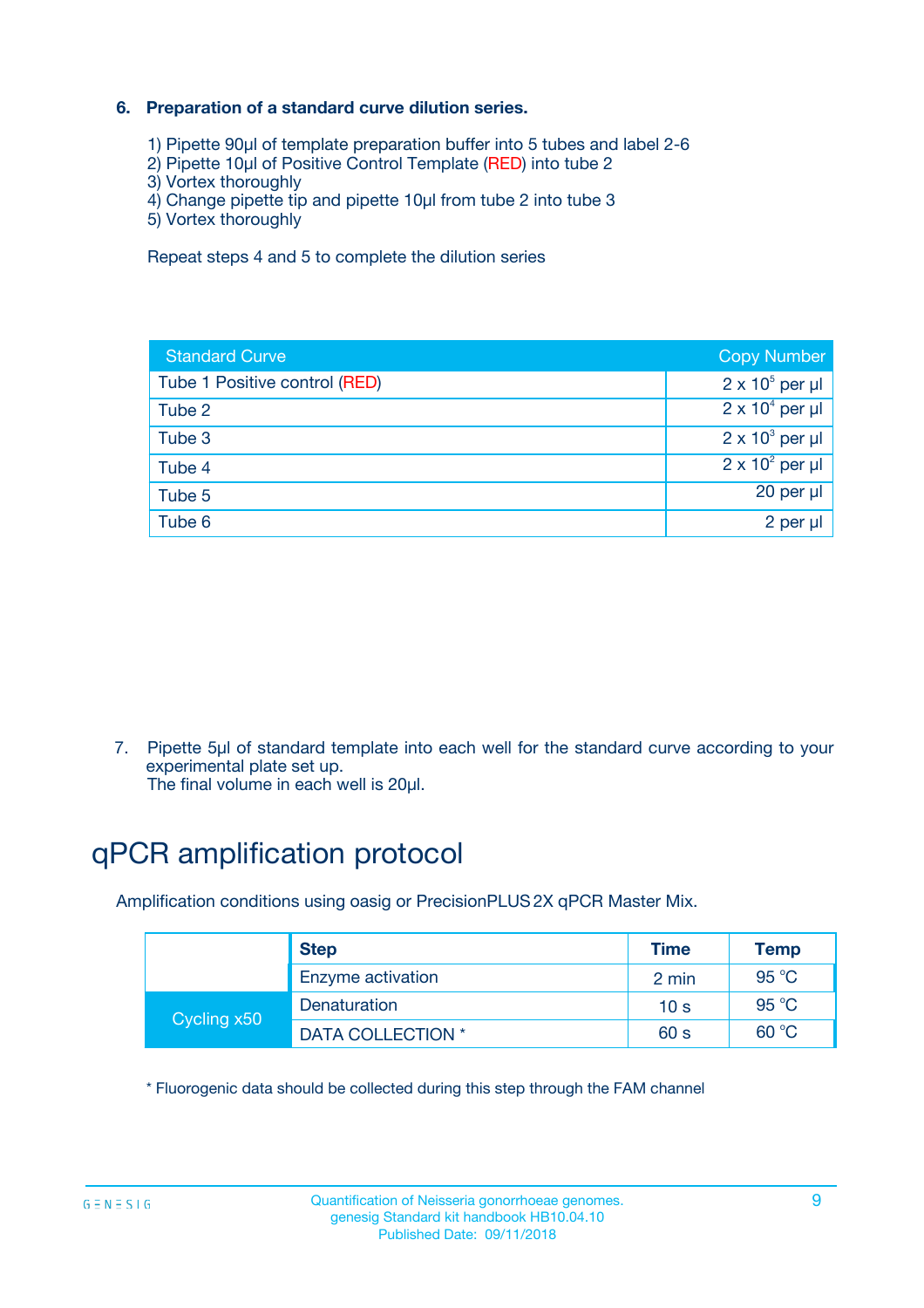### 6. Preparation of a standard curve dilution series.

1) Pipette 90µl of template preparation buffer into 5 tubes and label 2-6
2) Pipette 10µl of Positive Control Template (RED) into tube 2
3) Vortex thoroughly
4) Change pipette tip and pipette 10µl from tube 2 into tube 3
5) Vortex thoroughly

Repeat steps 4 and 5 to complete the dilution series

| Standard Curve | Copy Number |
|---|---|
| Tube 1 Positive control (RED) | $2 \times 10^5$ per µl |
| Tube 2 | $2 \times 10^4$ per µl |
| Tube 3 | $2 \times 10^3$ per µl |
| Tube 4 | $2 \times 10^2$ per µl |
| Tube 5 | 20 per µl |
| Tube 6 | 2 per µl |

7. Pipette 5µl of standard template into each well for the standard curve according to your experimental plate set up.
   The final volume in each well is 20µl.

# qPCR amplification protocol

Amplification conditions using oasig or PrecisionPLUS 2X qPCR Master Mix.

| | Step | Time | Temp |
|---|---|---|---|
| | Enzyme activation | 2 min | 95 °C |
| Cycling x50 | Denaturation | 10 s | 95 °C |
| | DATA COLLECTION * | 60 s | 60 °C |

* Fluorogenic data should be collected during this step through the FAM channel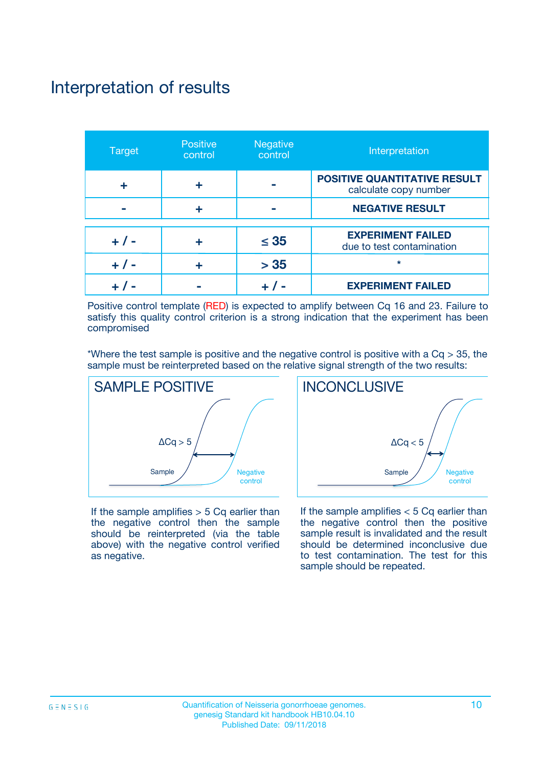# Interpretation of results

| Target | Positive control | Negative control | Interpretation |
|---|---|---|---|
| + | + | - | **POSITIVE QUANTITATIVE RESULT** calculate copy number |
| - | + | - | **NEGATIVE RESULT** |
| + / - | + | ≤ 35 | **EXPERIMENT FAILED** due to test contamination |
| + / - | + | > 35 | * |
| + / - | - | + / - | **EXPERIMENT FAILED** |

Positive control template (RED) is expected to amplify between Cq 16 and 23. Failure to satisfy this quality control criterion is a strong indication that the experiment has been compromised

*Where the test sample is positive and the negative control is positive with a Cq > 35, the sample must be reinterpreted based on the relative signal strength of the two results:

## SAMPLE POSITIVE

ΔCq > 5

Sample

Negative control

If the sample amplifies > 5 Cq earlier than the negative control then the sample should be reinterpreted (via the table above) with the negative control verified as negative.

## INCONCLUSIVE

ΔCq < 5

Sample

Negative control

If the sample amplifies < 5 Cq earlier than the negative control then the positive sample result is invalidated and the result should be determined inconclusive due to test contamination. The test for this sample should be repeated.